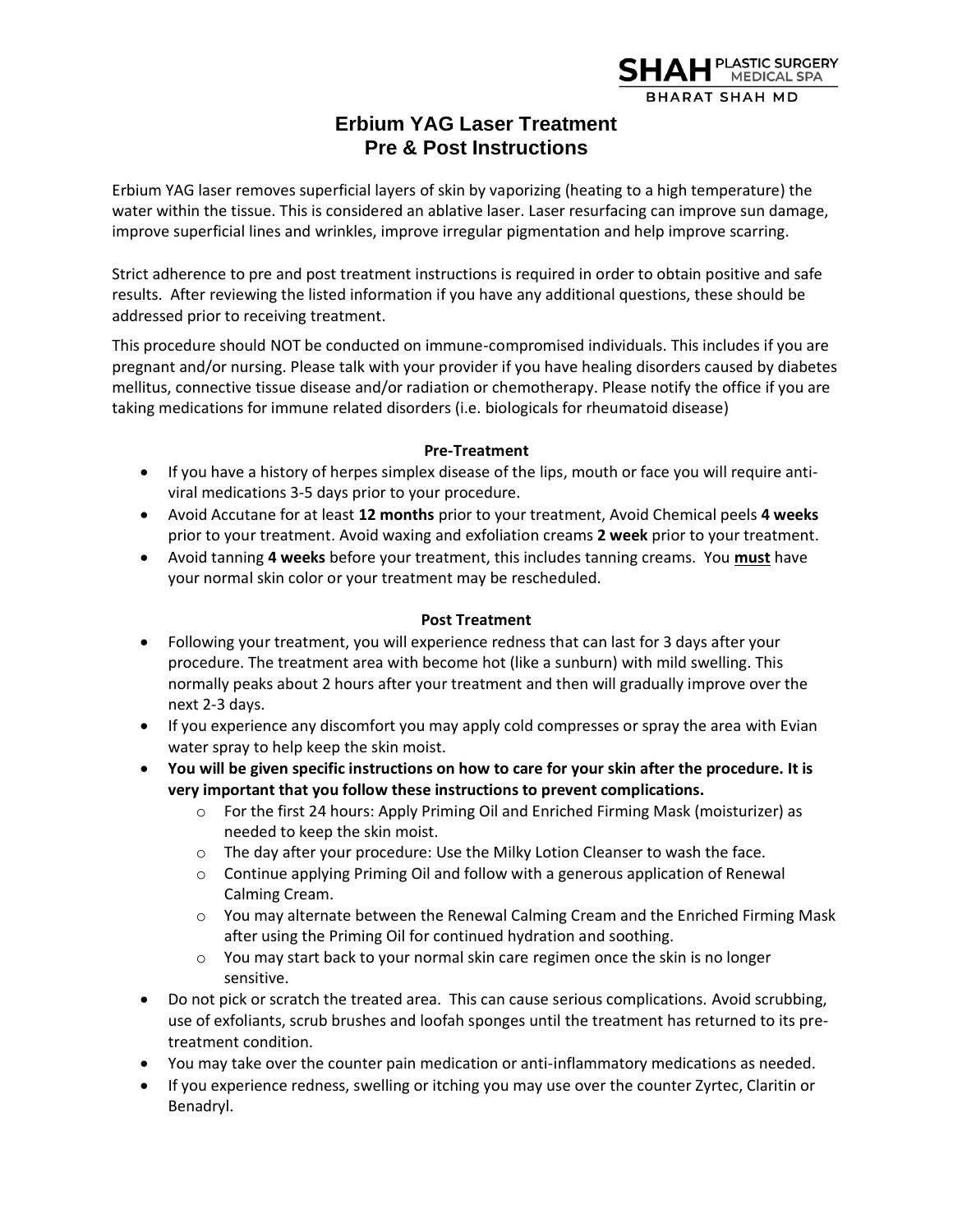SHAH PLASTIC SURGERY MEDICAL SPA
BHARAT SHAH MD

# Erbium YAG Laser Treatment
# Pre & Post Instructions

Erbium YAG laser removes superficial layers of skin by vaporizing (heating to a high temperature) the water within the tissue. This is considered an ablative laser. Laser resurfacing can improve sun damage, improve superficial lines and wrinkles, improve irregular pigmentation and help improve scarring.

Strict adherence to pre and post treatment instructions is required in order to obtain positive and safe results. After reviewing the listed information if you have any additional questions, these should be addressed prior to receiving treatment.

This procedure should NOT be conducted on immune-compromised individuals. This includes if you are pregnant and/or nursing. Please talk with your provider if you have healing disorders caused by diabetes mellitus, connective tissue disease and/or radiation or chemotherapy. Please notify the office if you are taking medications for immune related disorders (i.e. biologicals for rheumatoid disease)

**Pre-Treatment**

- If you have a history of herpes simplex disease of the lips, mouth or face you will require anti-viral medications 3-5 days prior to your procedure.
- Avoid Accutane for at least **12 months** prior to your treatment, Avoid Chemical peels **4 weeks** prior to your treatment. Avoid waxing and exfoliation creams **2 week** prior to your treatment.
- Avoid tanning **4 weeks** before your treatment, this includes tanning creams. You **must** have your normal skin color or your treatment may be rescheduled.

**Post Treatment**

- Following your treatment, you will experience redness that can last for 3 days after your procedure. The treatment area with become hot (like a sunburn) with mild swelling. This normally peaks about 2 hours after your treatment and then will gradually improve over the next 2-3 days.
- If you experience any discomfort you may apply cold compresses or spray the area with Evian water spray to help keep the skin moist.
- **You will be given specific instructions on how to care for your skin after the procedure. It is very important that you follow these instructions to prevent complications.**
  - For the first 24 hours: Apply Priming Oil and Enriched Firming Mask (moisturizer) as needed to keep the skin moist.
  - The day after your procedure: Use the Milky Lotion Cleanser to wash the face.
  - Continue applying Priming Oil and follow with a generous application of Renewal Calming Cream.
  - You may alternate between the Renewal Calming Cream and the Enriched Firming Mask after using the Priming Oil for continued hydration and soothing.
  - You may start back to your normal skin care regimen once the skin is no longer sensitive.
- Do not pick or scratch the treated area. This can cause serious complications. Avoid scrubbing, use of exfoliants, scrub brushes and loofah sponges until the treatment has returned to its pre-treatment condition.
- You may take over the counter pain medication or anti-inflammatory medications as needed.
- If you experience redness, swelling or itching you may use over the counter Zyrtec, Claritin or Benadryl.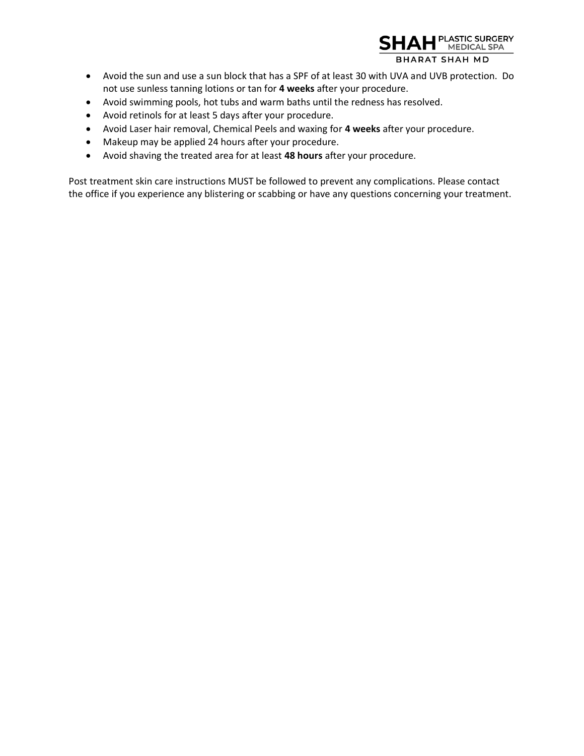- Avoid the sun and use a sun block that has a SPF of at least 30 with UVA and UVB protection. Do not use sunless tanning lotions or tan for **4 weeks** after your procedure.
- Avoid swimming pools, hot tubs and warm baths until the redness has resolved.
- Avoid retinols for at least 5 days after your procedure.
- Avoid Laser hair removal, Chemical Peels and waxing for **4 weeks** after your procedure.
- Makeup may be applied 24 hours after your procedure.
- Avoid shaving the treated area for at least **48 hours** after your procedure.

Post treatment skin care instructions MUST be followed to prevent any complications. Please contact the office if you experience any blistering or scabbing or have any questions concerning your treatment.